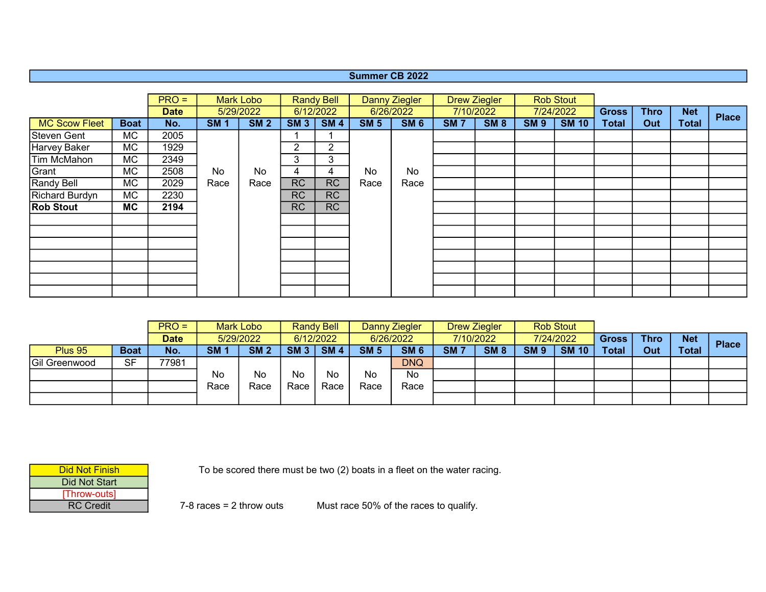# Summer CB 2022

| MC Scow Fleet | Boat | PRO = Date No. | Mark Lobo 5/29/2022 SM 1 | SM 2 | Randy Bell 6/12/2022 SM 3 | SM 4 | Danny Ziegler 6/26/2022 SM 5 | SM 6 | Drew Ziegler 7/10/2022 SM 7 | SM 8 | Rob Stout 7/24/2022 SM 9 | SM 10 | Gross Total | Thro Out | Net Total | Place |
|---|---|---|---|---|---|---|---|---|---|---|---|---|---|---|---|---|
| Steven Gent | MC | 2005 | No Race | No Race | 1 | 1 | No Race | No Race | | | | | | | | |
| Harvey Baker | MC | 1929 | | | 2 | 2 | | | | | | | | | | |
| Tim McMahon | MC | 2349 | | | 3 | 3 | | | | | | | | | | |
| Grant | MC | 2508 | | | 4 | 4 | | | | | | | | | | |
| Randy Bell | MC | 2029 | | | RC | RC | | | | | | | | | | |
| Richard Burdyn | MC | 2230 | | | RC | RC | | | | | | | | | | |
| **Rob Stout** | **MC** | **2194** | | | RC | RC | | | | | | | | | | |

| Plus 95 | Boat | PRO = Date No. | Mark Lobo 5/29/2022 SM 1 | SM 2 | Randy Bell 6/12/2022 SM 3 | SM 4 | Danny Ziegler 6/26/2022 SM 5 | SM 6 | Drew Ziegler 7/10/2022 SM 7 | SM 8 | Rob Stout 7/24/2022 SM 9 | SM 10 | Gross Total | Thro Out | Net Total | Place |
|---|---|---|---|---|---|---|---|---|---|---|---|---|---|---|---|---|
| Gil Greenwood | SF | 77981 | No Race | No Race | No Race | No Race | No Race | DNQ No Race | | | | | | | | |

| Legend |
|---|
| Did Not Finish |
| Did Not Start |
| [Throw-outs] |
| RC Credit |

To be scored there must be two (2) boats in a fleet on the water racing.

7-8 races = 2 throw outs

Must race 50% of the races to qualify.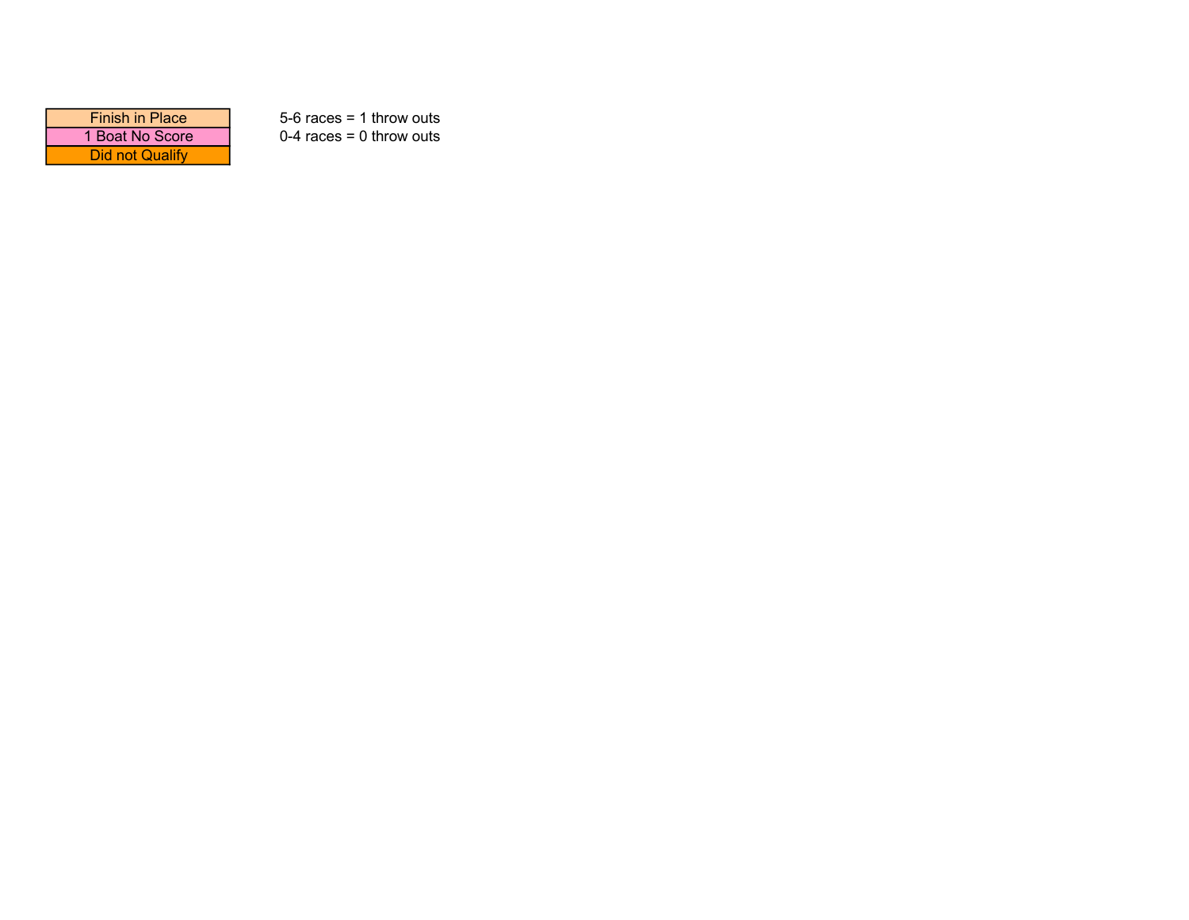| |
|---|
| Finish in Place |
| 1 Boat No Score |
| Did not Qualify |

5-6 races = 1 throw outs
0-4 races = 0 throw outs